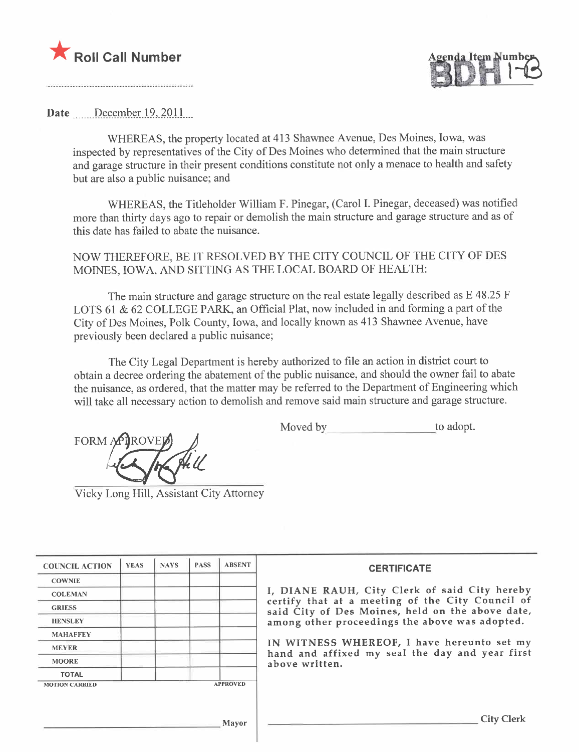★ **Roll Call Number**

..........................................................

Agenda Item Number
**BDH 1-B**

**Date** December 19, 2011

WHEREAS, the property located at 413 Shawnee Avenue, Des Moines, Iowa, was inspected by representatives of the City of Des Moines who determined that the main structure and garage structure in their present conditions constitute not only a menace to health and safety but are also a public nuisance; and

WHEREAS, the Titleholder William F. Pinegar, (Carol I. Pinegar, deceased) was notified more than thirty days ago to repair or demolish the main structure and garage structure and as of this date has failed to abate the nuisance.

NOW THEREFORE, BE IT RESOLVED BY THE CITY COUNCIL OF THE CITY OF DES MOINES, IOWA, AND SITTING AS THE LOCAL BOARD OF HEALTH:

The main structure and garage structure on the real estate legally described as E 48.25 F LOTS 61 & 62 COLLEGE PARK, an Official Plat, now included in and forming a part of the City of Des Moines, Polk County, Iowa, and locally known as 413 Shawnee Avenue, have previously been declared a public nuisance;

The City Legal Department is hereby authorized to file an action in district court to obtain a decree ordering the abatement of the public nuisance, and should the owner fail to abate the nuisance, as ordered, that the matter may be referred to the Department of Engineering which will take all necessary action to demolish and remove said main structure and garage structure.

Moved by ____________________ to adopt.

FORM APPROVED

Vicky Long Hill, Assistant City Attorney

| COUNCIL ACTION | YEAS | NAYS | PASS | ABSENT |
|---|---|---|---|---|
| COWNIE | | | | |
| COLEMAN | | | | |
| GRIESS | | | | |
| HENSLEY | | | | |
| MAHAFFEY | | | | |
| MEYER | | | | |
| MOORE | | | | |
| TOTAL | | | | |
| MOTION CARRIED | | | | APPROVED |

______________________________ Mayor

**CERTIFICATE**

I, DIANE RAUH, City Clerk of said City hereby certify that at a meeting of the City Council of said City of Des Moines, held on the above date, among other proceedings the above was adopted.

IN WITNESS WHEREOF, I have hereunto set my hand and affixed my seal the day and year first above written.

______________________________ City Clerk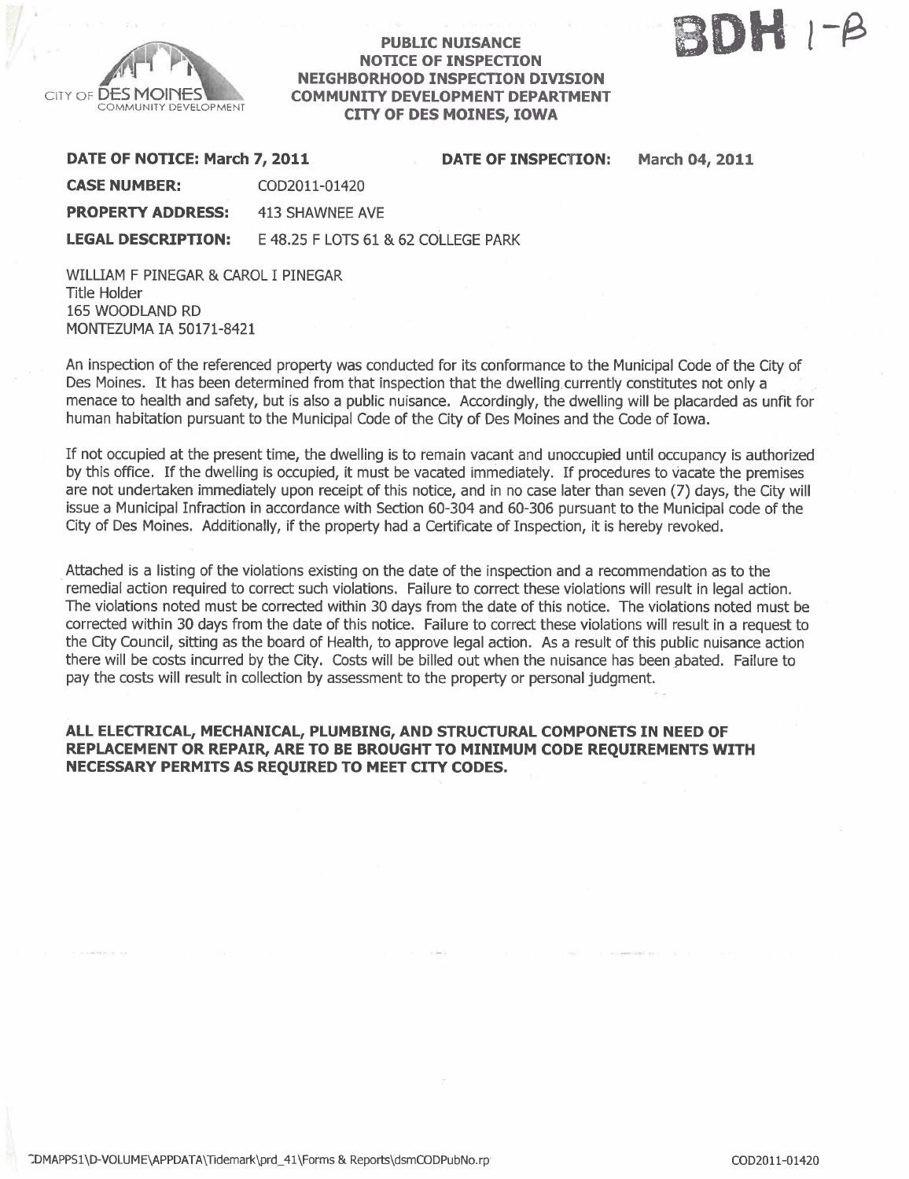BDH 1-B

CITY OF DES MOINES
COMMUNITY DEVELOPMENT

**PUBLIC NUISANCE**
**NOTICE OF INSPECTION**
**NEIGHBORHOOD INSPECTION DIVISION**
**COMMUNITY DEVELOPMENT DEPARTMENT**
**CITY OF DES MOINES, IOWA**

**DATE OF NOTICE: March 7, 2011** **DATE OF INSPECTION: March 04, 2011**

**CASE NUMBER:** COD2011-01420

**PROPERTY ADDRESS:** 413 SHAWNEE AVE

**LEGAL DESCRIPTION:** E 48.25 F LOTS 61 & 62 COLLEGE PARK

WILLIAM F PINEGAR & CAROL I PINEGAR
Title Holder
165 WOODLAND RD
MONTEZUMA IA 50171-8421

An inspection of the referenced property was conducted for its conformance to the Municipal Code of the City of Des Moines. It has been determined from that inspection that the dwelling currently constitutes not only a menace to health and safety, but is also a public nuisance. Accordingly, the dwelling will be placarded as unfit for human habitation pursuant to the Municipal Code of the City of Des Moines and the Code of Iowa.

If not occupied at the present time, the dwelling is to remain vacant and unoccupied until occupancy is authorized by this office. If the dwelling is occupied, it must be vacated immediately. If procedures to vacate the premises are not undertaken immediately upon receipt of this notice, and in no case later than seven (7) days, the City will issue a Municipal Infraction in accordance with Section 60-304 and 60-306 pursuant to the Municipal code of the City of Des Moines. Additionally, if the property had a Certificate of Inspection, it is hereby revoked.

Attached is a listing of the violations existing on the date of the inspection and a recommendation as to the remedial action required to correct such violations. Failure to correct these violations will result in legal action. The violations noted must be corrected within 30 days from the date of this notice. The violations noted must be corrected within 30 days from the date of this notice. Failure to correct these violations will result in a request to the City Council, sitting as the board of Health, to approve legal action. As a result of this public nuisance action there will be costs incurred by the City. Costs will be billed out when the nuisance has been abated. Failure to pay the costs will result in collection by assessment to the property or personal judgment.

**ALL ELECTRICAL, MECHANICAL, PLUMBING, AND STRUCTURAL COMPONETS IN NEED OF REPLACEMENT OR REPAIR, ARE TO BE BROUGHT TO MINIMUM CODE REQUIREMENTS WITH NECESSARY PERMITS AS REQUIRED TO MEET CITY CODES.**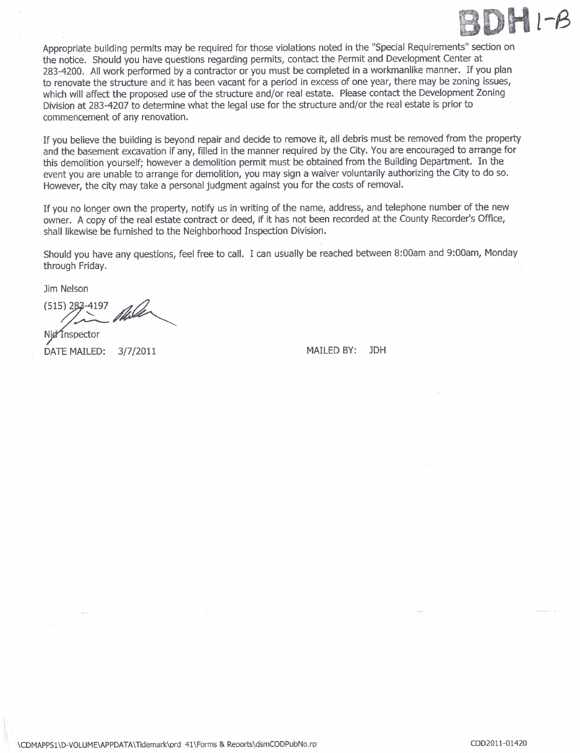BDH 1-B

Appropriate building permits may be required for those violations noted in the "Special Requirements" section on the notice. Should you have questions regarding permits, contact the Permit and Development Center at 283-4200. All work performed by a contractor or you must be completed in a workmanlike manner. If you plan to renovate the structure and it has been vacant for a period in excess of one year, there may be zoning issues, which will affect the proposed use of the structure and/or real estate. Please contact the Development Zoning Division at 283-4207 to determine what the legal use for the structure and/or the real estate is prior to commencement of any renovation.

If you believe the building is beyond repair and decide to remove it, all debris must be removed from the property and the basement excavation if any, filled in the manner required by the City. You are encouraged to arrange for this demolition yourself; however a demolition permit must be obtained from the Building Department. In the event you are unable to arrange for demolition, you may sign a waiver voluntarily authorizing the City to do so. However, the city may take a personal judgment against you for the costs of removal.

If you no longer own the property, notify us in writing of the name, address, and telephone number of the new owner. A copy of the real estate contract or deed, if it has not been recorded at the County Recorder's Office, shall likewise be furnished to the Neighborhood Inspection Division.

Should you have any questions, feel free to call. I can usually be reached between 8:00am and 9:00am, Monday through Friday.

Jim Nelson

(515) 283-4197

Nid Inspector

DATE MAILED: 3/7/2011 MAILED BY: JDH

\CDMAPPS1\D-VOLUME\APPDATA\Tidemark\prd 41\Forms & Reports\dsmCODPubNo.rp COD2011-01420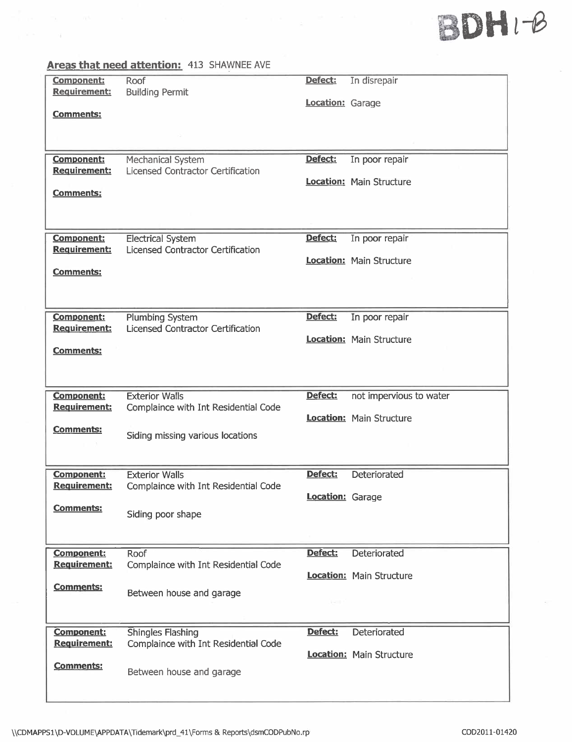BDH 1-B

## Areas that need attention: 413 SHAWNEE AVE

| Component | Requirement | Comments | Defect | Location |
|---|---|---|---|---|
| Roof | Building Permit | | In disrepair | Garage |
| Mechanical System | Licensed Contractor Certification | | In poor repair | Main Structure |
| Electrical System | Licensed Contractor Certification | | In poor repair | Main Structure |
| Plumbing System | Licensed Contractor Certification | | In poor repair | Main Structure |
| Exterior Walls | Complaince with Int Residential Code | Siding missing various locations | not impervious to water | Main Structure |
| Exterior Walls | Complaince with Int Residential Code | Siding poor shape | Deteriorated | Garage |
| Roof | Complaince with Int Residential Code | Between house and garage | Deteriorated | Main Structure |
| Shingles Flashing | Complaince with Int Residential Code | Between house and garage | Deteriorated | Main Structure |

\\CDMAPPS1\D-VOLUME\APPDATA\Tidemark\prd_41\Forms & Reports\dsmCODPubNo.rp

COD2011-01420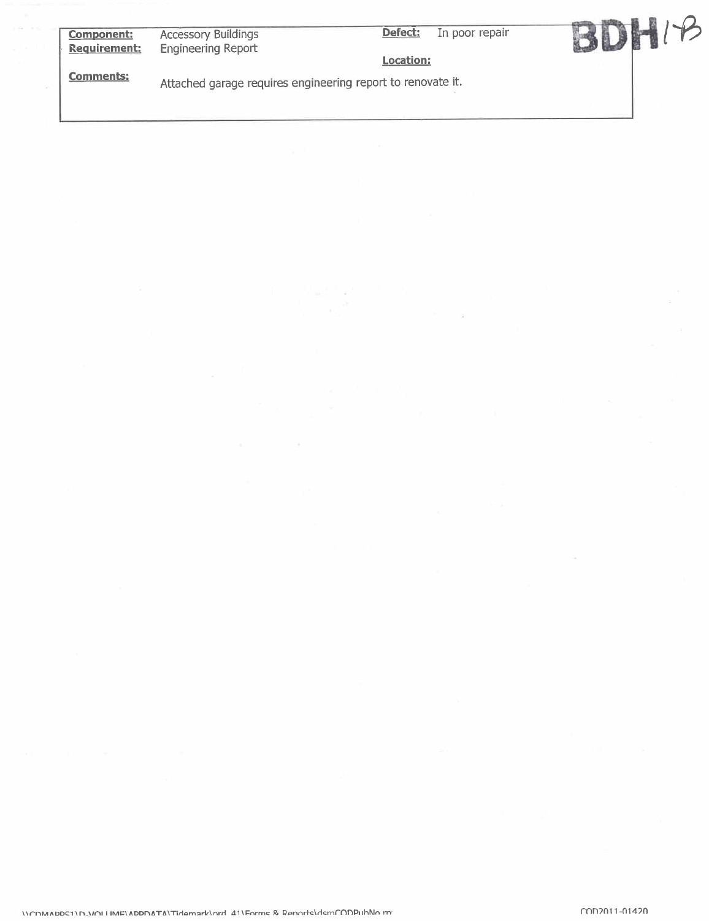BDH 1-B

| | | | |
|---|---|---|---|
| **Component:** | Accessory Buildings | **Defect:** | In poor repair |
| **Requirement:** | Engineering Report | **Location:** | |
| **Comments:** | Attached garage requires engineering report to renovate it. | | |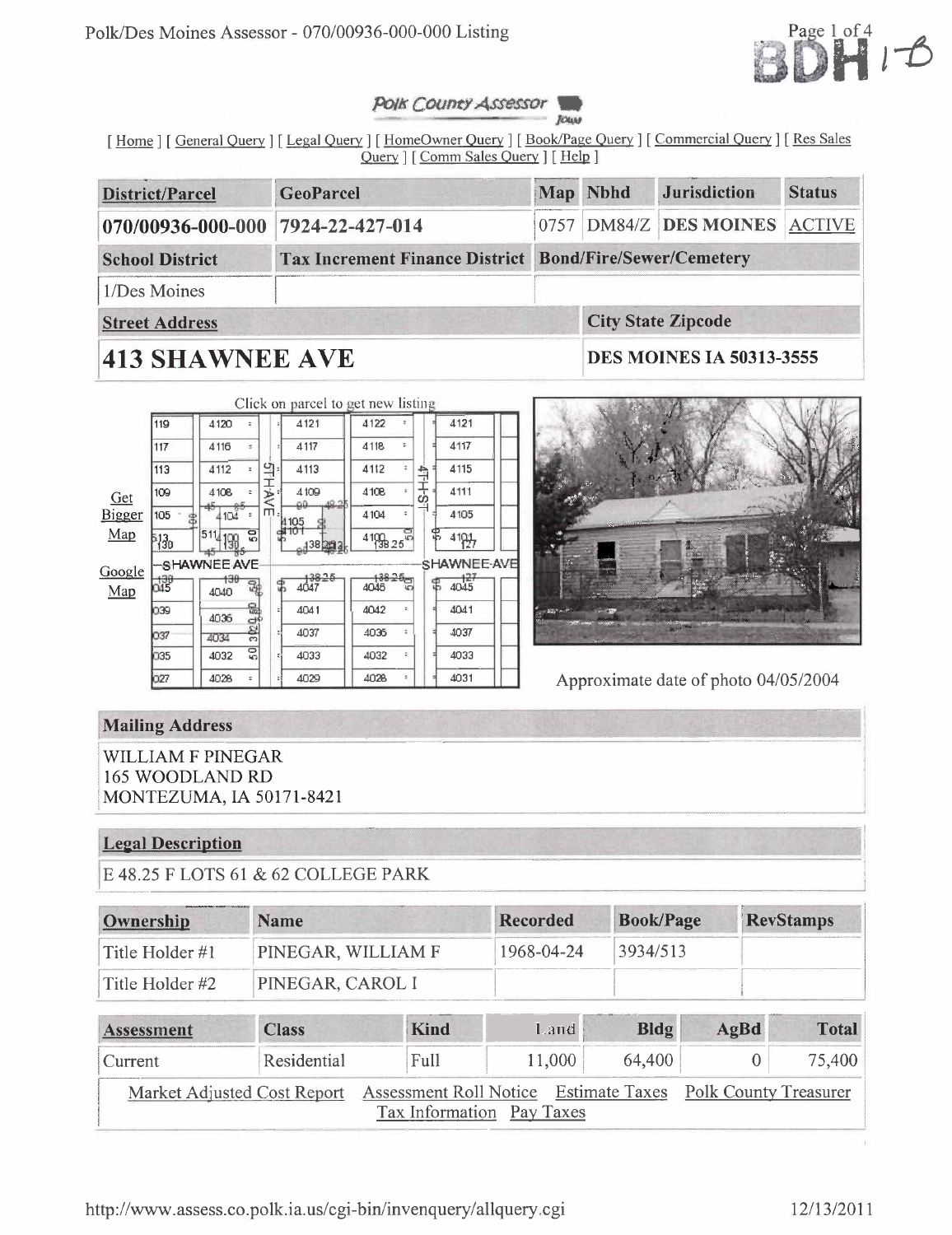BDH 1-B

*Polk County Assessor*

[ Home ] [ General Query ] [ Legal Query ] [ HomeOwner Query ] [ Book/Page Query ] [ Commercial Query ] [ Res Sales Query ] [ Comm Sales Query ] [ Help ]

| District/Parcel | GeoParcel | Map | Nbhd | Jurisdiction | Status |
|---|---|---|---|---|---|
| **070/00936-000-000** | **7924-22-427-014** | 0757 | DM84/Z | **DES MOINES** | ACTIVE |
| **School District** | **Tax Increment Finance District** | **Bond/Fire/Sewer/Cemetery** | | | |
| 1/Des Moines | | | | | |

| Street Address | City State Zipcode |
|---|---|
| **413 SHAWNEE AVE** | **DES MOINES IA 50313-3555** |

Click on parcel to get new listing

Get Bigger Map

Google Map

Approximate date of photo 04/05/2004

## Mailing Address

WILLIAM F PINEGAR
165 WOODLAND RD
MONTEZUMA, IA 50171-8421

## Legal Description

E 48.25 F LOTS 61 & 62 COLLEGE PARK

| Ownership | Name | Recorded | Book/Page | RevStamps |
|---|---|---|---|---|
| Title Holder #1 | PINEGAR, WILLIAM F | 1968-04-24 | 3934/513 | |
| Title Holder #2 | PINEGAR, CAROL I | | | |

| Assessment | Class | Kind | Land | Bldg | AgBd | Total |
|---|---|---|---|---|---|---|
| Current | Residential | Full | 11,000 | 64,400 | 0 | 75,400 |

Market Adjusted Cost Report   Assessment Roll Notice   Estimate Taxes   Polk County Treasurer   Tax Information   Pay Taxes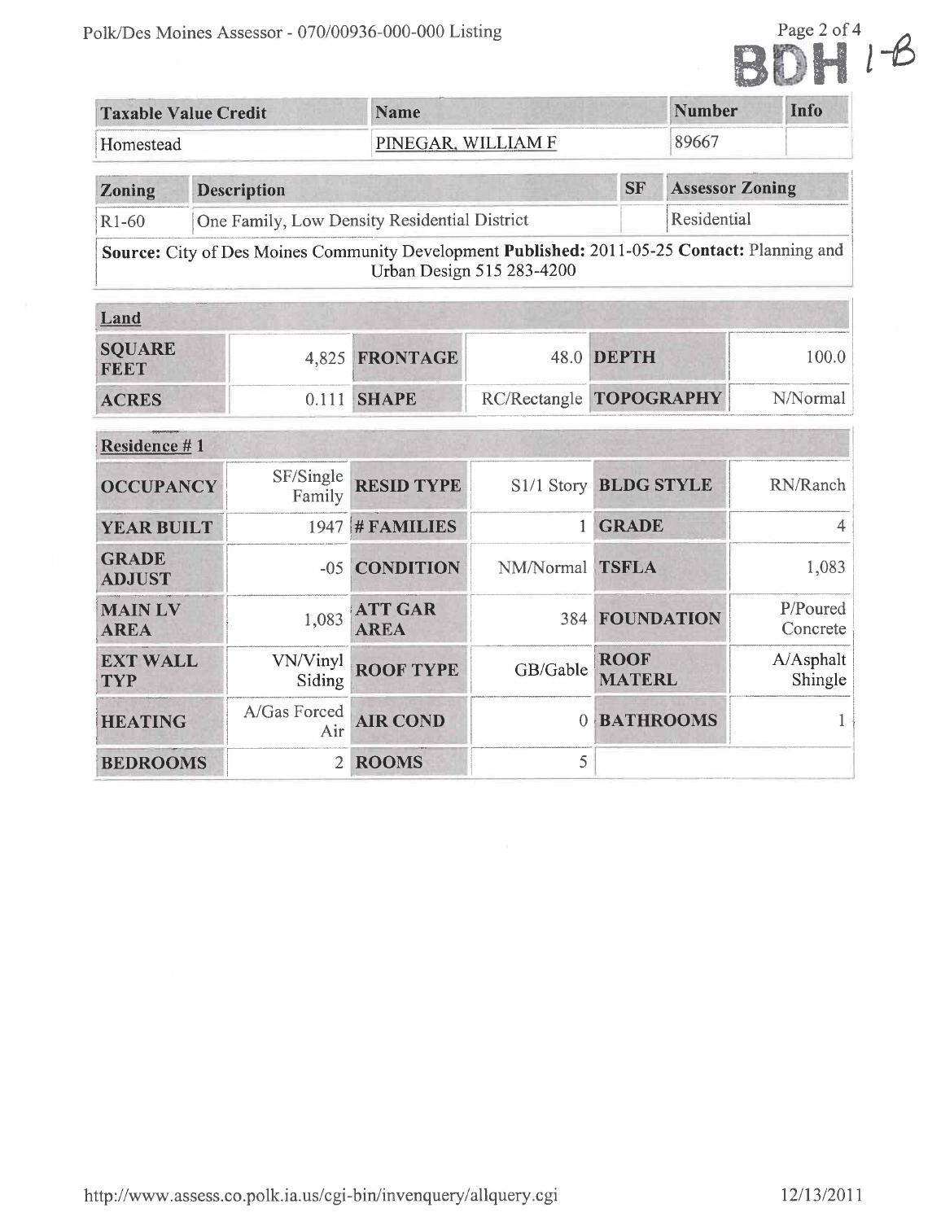BDH 1-B

| Taxable Value Credit | Name | Number | Info |
|---|---|---|---|
| Homestead | PINEGAR, WILLIAM F | 89667 | |

| Zoning | Description | SF | Assessor Zoning |
|---|---|---|---|
| R1-60 | One Family, Low Density Residential District | | Residential |
| **Source:** City of Des Moines Community Development **Published:** 2011-05-25 **Contact:** Planning and Urban Design 515 283-4200 | | | |

| Land | | | | | |
|---|---|---|---|---|---|
| **SQUARE FEET** | 4,825 | **FRONTAGE** | 48.0 | **DEPTH** | 100.0 |
| **ACRES** | 0.111 | **SHAPE** | RC/Rectangle | **TOPOGRAPHY** | N/Normal |

| Residence # 1 | | | | | |
|---|---|---|---|---|---|
| **OCCUPANCY** | SF/Single Family | **RESID TYPE** | S1/1 Story | **BLDG STYLE** | RN/Ranch |
| **YEAR BUILT** | 1947 | **# FAMILIES** | 1 | **GRADE** | 4 |
| **GRADE ADJUST** | -05 | **CONDITION** | NM/Normal | **TSFLA** | 1,083 |
| **MAIN LV AREA** | 1,083 | **ATT GAR AREA** | 384 | **FOUNDATION** | P/Poured Concrete |
| **EXT WALL TYP** | VN/Vinyl Siding | **ROOF TYPE** | GB/Gable | **ROOF MATERL** | A/Asphalt Shingle |
| **HEATING** | A/Gas Forced Air | **AIR COND** | 0 | **BATHROOMS** | 1 |
| **BEDROOMS** | 2 | **ROOMS** | 5 | | |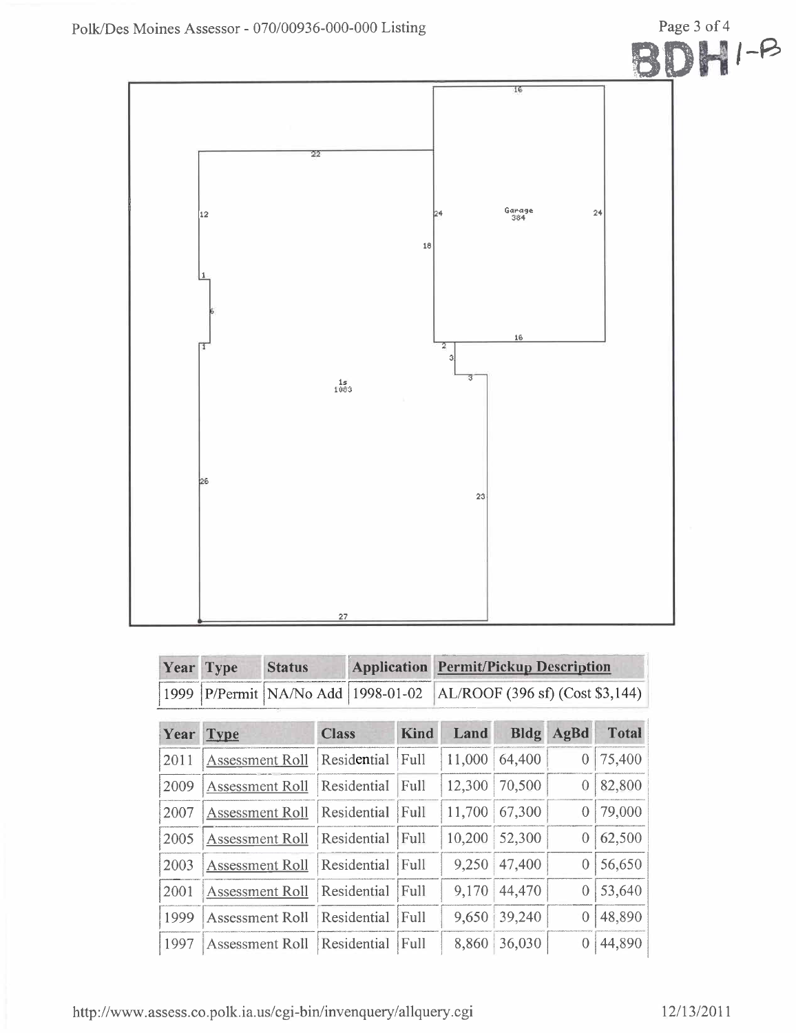BDH 1-B

| Year | Type | Status | Application | Permit/Pickup Description |
|---|---|---|---|---|
| 1999 | P/Permit | NA/No Add | 1998-01-02 | AL/ROOF (396 sf) (Cost $3,144) |

| Year | Type | Class | Kind | Land | Bldg | AgBd | Total |
|---|---|---|---|---|---|---|---|
| 2011 | Assessment Roll | Residential | Full | 11,000 | 64,400 | 0 | 75,400 |
| 2009 | Assessment Roll | Residential | Full | 12,300 | 70,500 | 0 | 82,800 |
| 2007 | Assessment Roll | Residential | Full | 11,700 | 67,300 | 0 | 79,000 |
| 2005 | Assessment Roll | Residential | Full | 10,200 | 52,300 | 0 | 62,500 |
| 2003 | Assessment Roll | Residential | Full | 9,250 | 47,400 | 0 | 56,650 |
| 2001 | Assessment Roll | Residential | Full | 9,170 | 44,470 | 0 | 53,640 |
| 1999 | Assessment Roll | Residential | Full | 9,650 | 39,240 | 0 | 48,890 |
| 1997 | Assessment Roll | Residential | Full | 8,860 | 36,030 | 0 | 44,890 |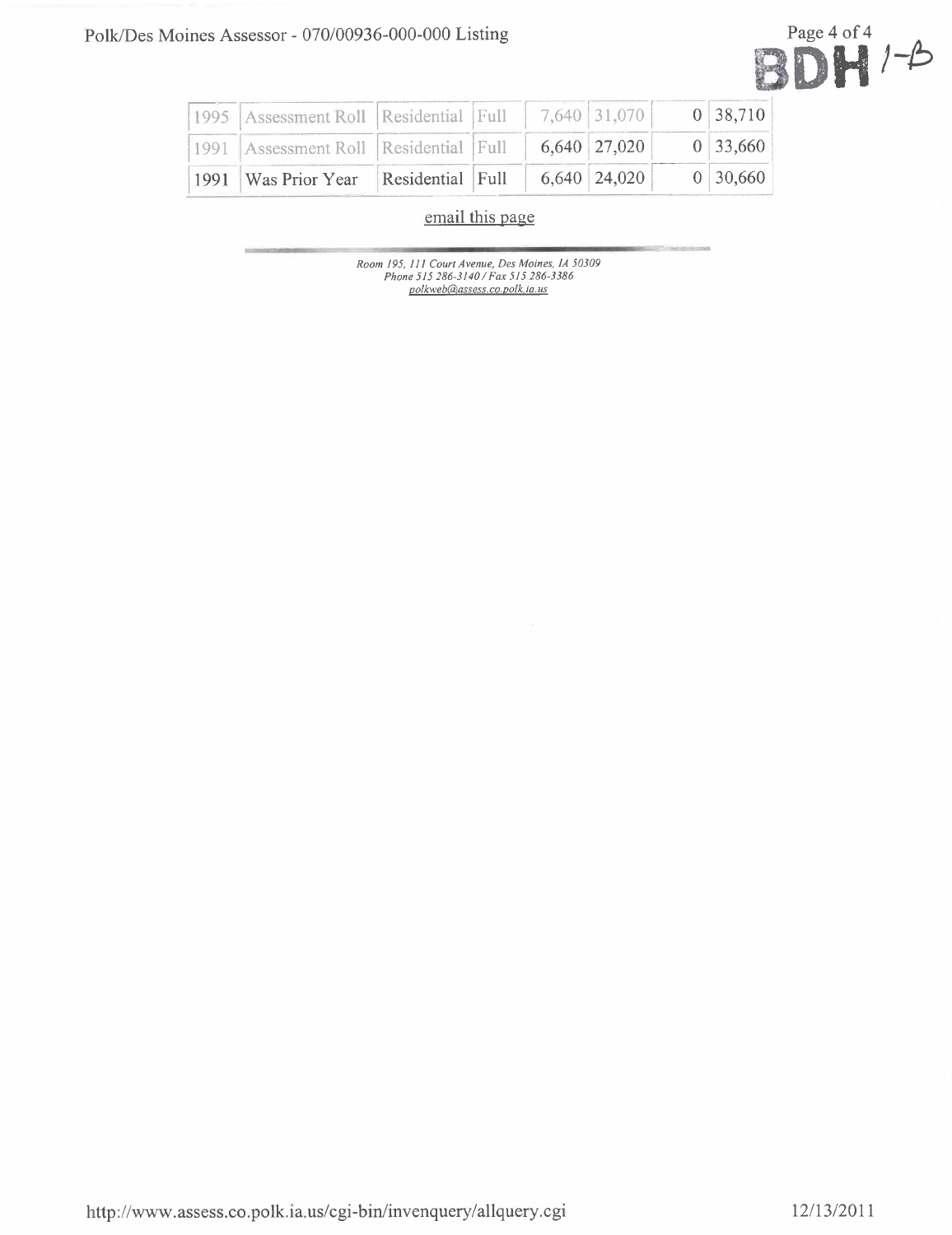BDH 1-B

| | | | | | | | |
|---|---|---|---|---|---|---|---|
| 1995 | Assessment Roll | Residential | Full | 7,640 | 31,070 | 0 | 38,710 |
| 1991 | Assessment Roll | Residential | Full | 6,640 | 27,020 | 0 | 33,660 |
| 1991 | Was Prior Year | Residential | Full | 6,640 | 24,020 | 0 | 30,660 |

email this page

*Room 195, 111 Court Avenue, Des Moines, IA 50309*
*Phone 515 286-3140 / Fax 515 286-3386*
*polkweb@assess.co.polk.ia.us*